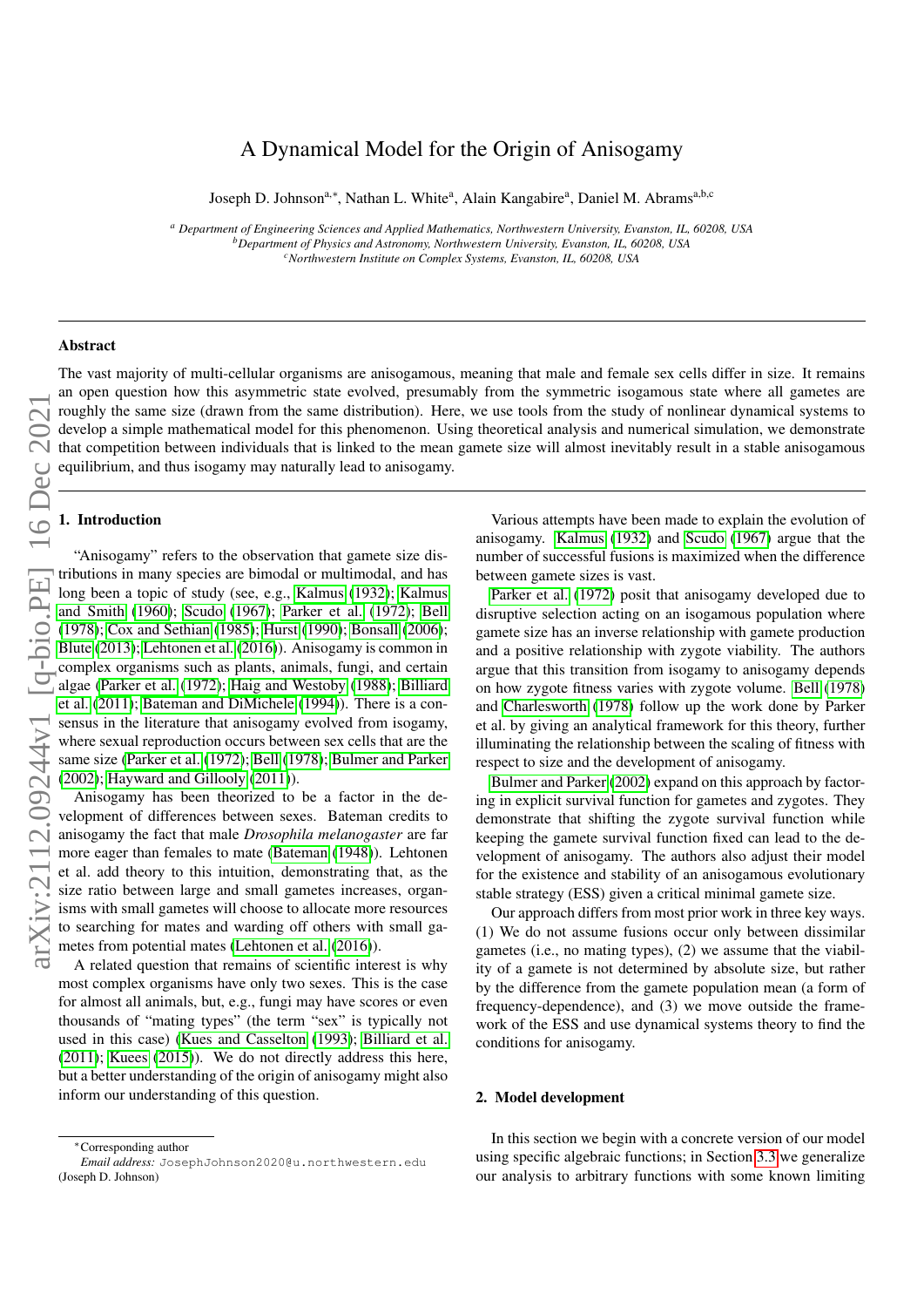# A Dynamical Model for the Origin of Anisogamy

Joseph D. Johnson[a,*], Nathan L. White[a], Alain Kangabire[a], Daniel M. Abrams[a,b,c]

[a] *Department of Engineering Sciences and Applied Mathematics, Northwestern University, Evanston, IL, 60208, USA*
[b] *Department of Physics and Astronomy, Northwestern University, Evanston, IL, 60208, USA*
[c] *Northwestern Institute on Complex Systems, Evanston, IL, 60208, USA*

---

## Abstract

The vast majority of multi-cellular organisms are anisogamous, meaning that male and female sex cells differ in size. It remains an open question how this asymmetric state evolved, presumably from the symmetric isogamous state where all gametes are roughly the same size (drawn from the same distribution). Here, we use tools from the study of nonlinear dynamical systems to develop a simple mathematical model for this phenomenon. Using theoretical analysis and numerical simulation, we demonstrate that competition between individuals that is linked to the mean gamete size will almost inevitably result in a stable anisogamous equilibrium, and thus isogamy may naturally lead to anisogamy.

---

## 1. Introduction

"Anisogamy" refers to the observation that gamete size distributions in many species are bimodal or multimodal, and has long been a topic of study (see, e.g., Kalmus (1932); Kalmus and Smith (1960); Scudo (1967); Parker et al. (1972); Bell (1978); Cox and Sethian (1985); Hurst (1990); Bonsall (2006); Blute (2013); Lehtonen et al. (2016)). Anisogamy is common in complex organisms such as plants, animals, fungi, and certain algae (Parker et al. (1972); Haig and Westoby (1988); Billiard et al. (2011); Bateman and DiMichele (1994)). There is a consensus in the literature that anisogamy evolved from isogamy, where sexual reproduction occurs between sex cells that are the same size (Parker et al. (1972); Bell (1978); Bulmer and Parker (2002); Hayward and Gillooly (2011)).

Anisogamy has been theorized to be a factor in the development of differences between sexes. Bateman credits to anisogamy the fact that male *Drosophila melanogaster* are far more eager than females to mate (Bateman (1948)). Lehtonen et al. add theory to this intuition, demonstrating that, as the size ratio between large and small gametes increases, organisms with small gametes will choose to allocate more resources to searching for mates and warding off others with small gametes from potential mates (Lehtonen et al. (2016)).

A related question that remains of scientific interest is why most complex organisms have only two sexes. This is the case for almost all animals, but, e.g., fungi may have scores or even thousands of "mating types" (the term "sex" is typically not used in this case) (Kues and Casselton (1993); Billiard et al. (2011); Kuees (2015)). We do not directly address this here, but a better understanding of the origin of anisogamy might also inform our understanding of this question.

Various attempts have been made to explain the evolution of anisogamy. Kalmus (1932) and Scudo (1967) argue that the number of successful fusions is maximized when the difference between gamete sizes is vast.

Parker et al. (1972) posit that anisogamy developed due to disruptive selection acting on an isogamous population where gamete size has an inverse relationship with gamete production and a positive relationship with zygote viability. The authors argue that this transition from isogamy to anisogamy depends on how zygote fitness varies with zygote volume. Bell (1978) and Charlesworth (1978) follow up the work done by Parker et al. by giving an analytical framework for this theory, further illuminating the relationship between the scaling of fitness with respect to size and the development of anisogamy.

Bulmer and Parker (2002) expand on this approach by factoring in explicit survival function for gametes and zygotes. They demonstrate that shifting the zygote survival function while keeping the gamete survival function fixed can lead to the development of anisogamy. The authors also adjust their model for the existence and stability of an anisogamous evolutionary stable strategy (ESS) given a critical minimal gamete size.

Our approach differs from most prior work in three key ways. (1) We do not assume fusions occur only between dissimilar gametes (i.e., no mating types), (2) we assume that the viability of a gamete is not determined by absolute size, but rather by the difference from the gamete population mean (a form of frequency-dependence), and (3) we move outside the framework of the ESS and use dynamical systems theory to find the conditions for anisogamy.

## 2. Model development

In this section we begin with a concrete version of our model using specific algebraic functions; in Section 3.3 we generalize our analysis to arbitrary functions with some known limiting

---

*Corresponding author
*Email address:* JosephJohnson2020@u.northwestern.edu (Joseph D. Johnson)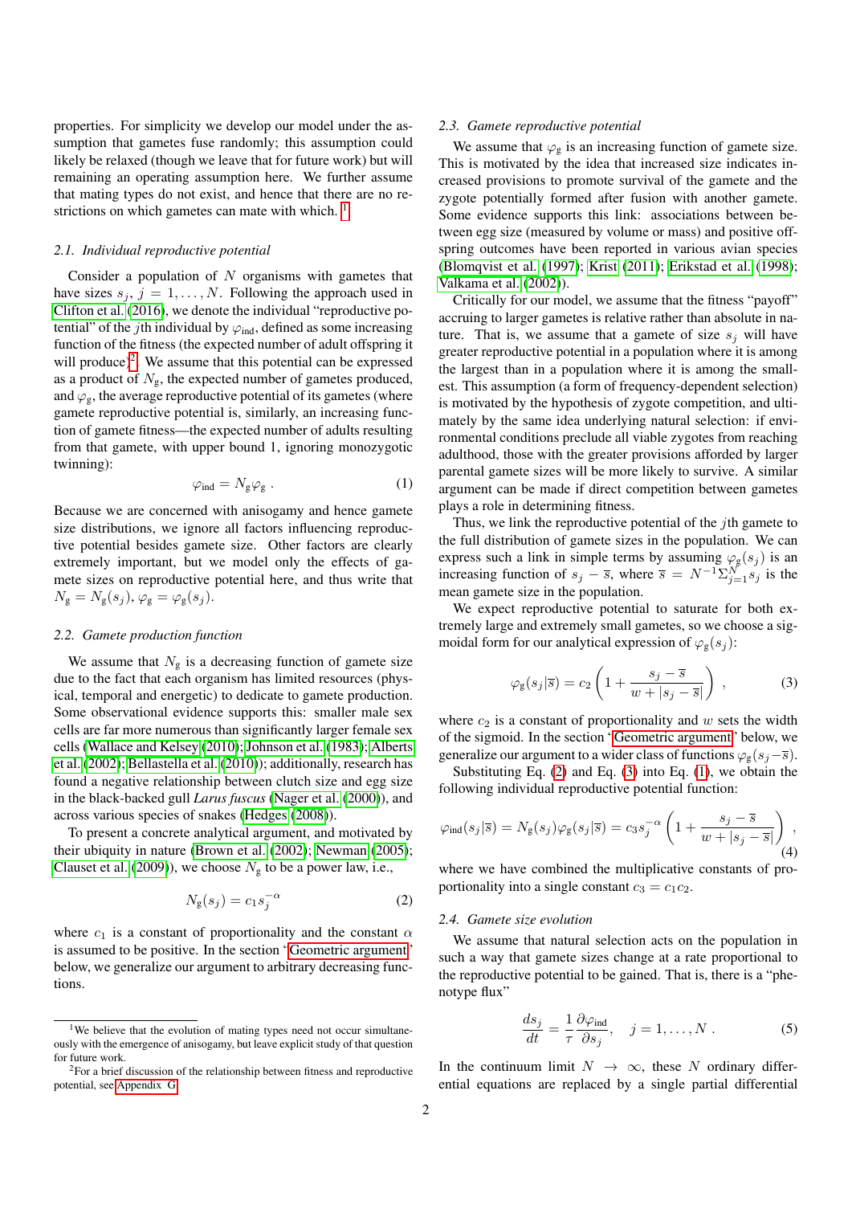properties. For simplicity we develop our model under the assumption that gametes fuse randomly; this assumption could likely be relaxed (though we leave that for future work) but will remaining an operating assumption here. We further assume that mating types do not exist, and hence that there are no restrictions on which gametes can mate with which. [1]

### 2.1. Individual reproductive potential

Consider a population of $N$ organisms with gametes that have sizes $s_j$, $j = 1, \ldots, N$. Following the approach used in Clifton et al. (2016), we denote the individual "reproductive potential" of the $j$th individual by $\varphi_{\text{ind}}$, defined as some increasing function of the fitness (the expected number of adult offspring it will produce)[2]. We assume that this potential can be expressed as a product of $N_{\text{g}}$, the expected number of gametes produced, and $\varphi_{\text{g}}$, the average reproductive potential of its gametes (where gamete reproductive potential is, similarly, an increasing function of gamete fitness—the expected number of adults resulting from that gamete, with upper bound 1, ignoring monozygotic twinning):

$$\varphi_{\text{ind}} = N_{\text{g}} \varphi_{\text{g}} \; . \tag{1}$$

Because we are concerned with anisogamy and hence gamete size distributions, we ignore all factors influencing reproductive potential besides gamete size. Other factors are clearly extremely important, but we model only the effects of gamete sizes on reproductive potential here, and thus write that $N_{\text{g}} = N_{\text{g}}(s_j)$, $\varphi_{\text{g}} = \varphi_{\text{g}}(s_j)$.

### 2.2. Gamete production function

We assume that $N_{\text{g}}$ is a decreasing function of gamete size due to the fact that each organism has limited resources (physical, temporal and energetic) to dedicate to gamete production. Some observational evidence supports this: smaller male sex cells are far more numerous than significantly larger female sex cells (Wallace and Kelsey (2010); Johnson et al. (1983); Alberts et al. (2002); Bellastella et al. (2010)); additionally, research has found a negative relationship between clutch size and egg size in the black-backed gull *Larus fuscus* (Nager et al. (2000)), and across various species of snakes (Hedges (2008)).

To present a concrete analytical argument, and motivated by their ubiquity in nature (Brown et al. (2002); Newman (2005); Clauset et al. (2009)), we choose $N_{\text{g}}$ to be a power law, i.e.,

$$N_{\text{g}}(s_j) = c_1 s_j^{-\alpha} \tag{2}$$

where $c_1$ is a constant of proportionality and the constant $\alpha$ is assumed to be positive. In the section 'Geometric argument' below, we generalize our argument to arbitrary decreasing functions.

### 2.3. Gamete reproductive potential

We assume that $\varphi_{\text{g}}$ is an increasing function of gamete size. This is motivated by the idea that increased size indicates increased provisions to promote survival of the gamete and the zygote potentially formed after fusion with another gamete. Some evidence supports this link: associations between between egg size (measured by volume or mass) and positive offspring outcomes have been reported in various avian species (Blomqvist et al. (1997); Krist (2011); Erikstad et al. (1998); Valkama et al. (2002)).

Critically for our model, we assume that the fitness "payoff" accruing to larger gametes is relative rather than absolute in nature. That is, we assume that a gamete of size $s_j$ will have greater reproductive potential in a population where it is among the largest than in a population where it is among the smallest. This assumption (a form of frequency-dependent selection) is motivated by the hypothesis of zygote competition, and ultimately by the same idea underlying natural selection: if environmental conditions preclude all viable zygotes from reaching adulthood, those with the greater provisions afforded by larger parental gamete sizes will be more likely to survive. A similar argument can be made if direct competition between gametes plays a role in determining fitness.

Thus, we link the reproductive potential of the $j$th gamete to the full distribution of gamete sizes in the population. We can express such a link in simple terms by assuming $\varphi_{\text{g}}(s_j)$ is an increasing function of $s_j - \bar{s}$, where $\bar{s} = N^{-1}\Sigma_{j=1}^{N} s_j$ is the mean gamete size in the population.

We expect reproductive potential to saturate for both extremely large and extremely small gametes, so we choose a sigmoidal form for our analytical expression of $\varphi_{\text{g}}(s_j)$:

$$\varphi_{\text{g}}(s_j|\bar{s}) = c_2 \left(1 + \frac{s_j - \bar{s}}{w + |s_j - \bar{s}|}\right) \; , \tag{3}$$

where $c_2$ is a constant of proportionality and $w$ sets the width of the sigmoid. In the section 'Geometric argument' below, we generalize our argument to a wider class of functions $\varphi_{\text{g}}(s_j - \bar{s})$.

Substituting Eq. (2) and Eq. (3) into Eq. (1), we obtain the following individual reproductive potential function:

$$\varphi_{\text{ind}}(s_j|\bar{s}) = N_{\text{g}}(s_j)\varphi_{\text{g}}(s_j|\bar{s}) = c_3 s_j^{-\alpha} \left(1 + \frac{s_j - \bar{s}}{w + |s_j - \bar{s}|}\right) \; , \tag{4}$$

where we have combined the multiplicative constants of proportionality into a single constant $c_3 = c_1 c_2$.

### 2.4. Gamete size evolution

We assume that natural selection acts on the population in such a way that gamete sizes change at a rate proportional to the reproductive potential to be gained. That is, there is a "phenotype flux"

$$\frac{ds_j}{dt} = \frac{1}{\tau} \frac{\partial \varphi_{\text{ind}}}{\partial s_j}, \quad j = 1, \ldots, N \; . \tag{5}$$

In the continuum limit $N \to \infty$, these $N$ ordinary differential equations are replaced by a single partial differential

[1] We believe that the evolution of mating types need not occur simultaneously with the emergence of anisogamy, but leave explicit study of that question for future work.

[2] For a brief discussion of the relationship between fitness and reproductive potential, see Appendix G.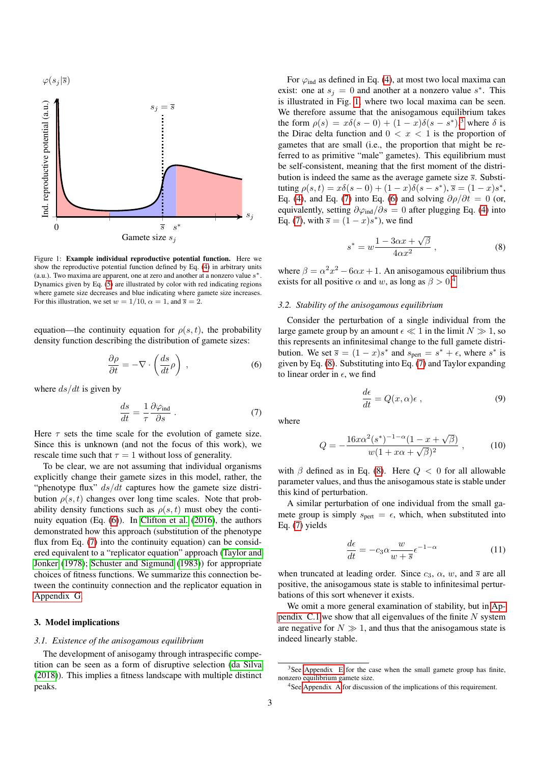$\varphi(s_j|\overline{s})$

Ind. reproductive potential (a.u.)

$s_j = \overline{s}$

$s_j$

0

$\overline{s}$ $s^*$

Gamete size $s_j$

Figure 1: **Example individual reproductive potential function.** Here we show the reproductive potential function defined by Eq. (4) in arbitrary units (a.u.). Two maxima are apparent, one at zero and another at a nonzero value $s^*$. Dynamics given by Eq. (5) are illustrated by color with red indicating regions where gamete size decreases and blue indicating where gamete size increases. For this illustration, we set $w = 1/10$, $\alpha = 1$, and $\overline{s} = 2$.

equation—the continuity equation for $\rho(s,t)$, the probability density function describing the distribution of gamete sizes:

$$\frac{\partial \rho}{\partial t} = -\nabla \cdot \left(\frac{ds}{dt}\rho\right) \ , \tag{6}$$

where $ds/dt$ is given by

$$\frac{ds}{dt} = \frac{1}{\tau}\frac{\partial \varphi_{\text{ind}}}{\partial s} \ . \tag{7}$$

Here $\tau$ sets the time scale for the evolution of gamete size. Since this is unknown (and not the focus of this work), we rescale time such that $\tau = 1$ without loss of generality.

To be clear, we are not assuming that individual organisms explicitly change their gamete sizes in this model, rather, the "phenotype flux" $ds/dt$ captures how the gamete size distribution $\rho(s,t)$ changes over long time scales. Note that probability density functions such as $\rho(s,t)$ must obey the continuity equation (Eq. (6)). In Clifton et al. (2016), the authors demonstrated how this approach (substitution of the phenotype flux from Eq. (7) into the continuity equation) can be considered equivalent to a "replicator equation" approach (Taylor and Jonker (1978); Schuster and Sigmund (1983)) for appropriate choices of fitness functions. We summarize this connection between the continuity connection and the replicator equation in Appendix G.

## 3. Model implications

### 3.1. Existence of the anisogamous equilibrium

The development of anisogamy through intraspecific competition can be seen as a form of disruptive selection (da Silva (2018)). This implies a fitness landscape with multiple distinct peaks.

For $\varphi_{\text{ind}}$ as defined in Eq. (4), at most two local maxima can exist: one at $s_j = 0$ and another at a nonzero value $s^*$. This is illustrated in Fig. 1, where two local maxima can be seen. We therefore assume that the anisogamous equilibrium takes the form $\rho(s) = x\delta(s-0) + (1-x)\delta(s-s^*)$,[3] where $\delta$ is the Dirac delta function and $0 < x < 1$ is the proportion of gametes that are small (i.e., the proportion that might be referred to as primitive "male" gametes). This equilibrium must be self-consistent, meaning that the first moment of the distribution is indeed the same as the average gamete size $\overline{s}$. Substituting $\rho(s,t) = x\delta(s-0) + (1-x)\delta(s-s^*)$, $\overline{s} = (1-x)s^*$, Eq. (4), and Eq. (7) into Eq. (6) and solving $\partial\rho/\partial t = 0$ (or, equivalently, setting $\partial\varphi_{\text{ind}}/\partial s = 0$ after plugging Eq. (4) into Eq. (7), with $\overline{s} = (1-x)s^*$), we find

$$s^* = w\frac{1 - 3\alpha x + \sqrt{\beta}}{4\alpha x^2} \ , \tag{8}$$

where $\beta = \alpha^2 x^2 - 6\alpha x + 1$. An anisogamous equilibrium thus exists for all positive $\alpha$ and $w$, as long as $\beta > 0$.[4]

### 3.2. Stability of the anisogamous equilibrium

Consider the perturbation of a single individual from the large gamete group by an amount $\epsilon \ll 1$ in the limit $N \gg 1$, so this represents an infinitesimal change to the full gamete distribution. We set $\overline{s} = (1-x)s^*$ and $s_{\text{pert}} = s^* + \epsilon$, where $s^*$ is given by Eq. (8). Substituting into Eq. (7) and Taylor expanding to linear order in $\epsilon$, we find

$$\frac{d\epsilon}{dt} = Q(x,\alpha)\epsilon \ , \tag{9}$$

where

$$Q = -\frac{16x\alpha^2(s^*)^{-1-\alpha}(1 - x + \sqrt{\beta})}{w(1 + x\alpha + \sqrt{\beta})^2} \ , \tag{10}$$

with $\beta$ defined as in Eq. (8). Here $Q < 0$ for all allowable parameter values, and thus the anisogamous state is stable under this kind of perturbation.

A similar perturbation of one individual from the small gamete group is simply $s_{\text{pert}} = \epsilon$, which, when substituted into Eq. (7) yields

$$\frac{d\epsilon}{dt} = -c_3\alpha\frac{w}{w + \overline{s}}\epsilon^{-1-\alpha} \tag{11}$$

when truncated at leading order. Since $c_3$, $\alpha$, $w$, and $\overline{s}$ are all positive, the anisogamous state is stable to infinitesimal perturbations of this sort whenever it exists.

We omit a more general examination of stability, but in Appendix C.1 we show that all eigenvalues of the finite $N$ system are negative for $N \gg 1$, and thus that the anisogamous state is indeed linearly stable.

[3] See Appendix E for the case when the small gamete group has finite, nonzero equilibrium gamete size.

[4] See Appendix A for discussion of the implications of this requirement.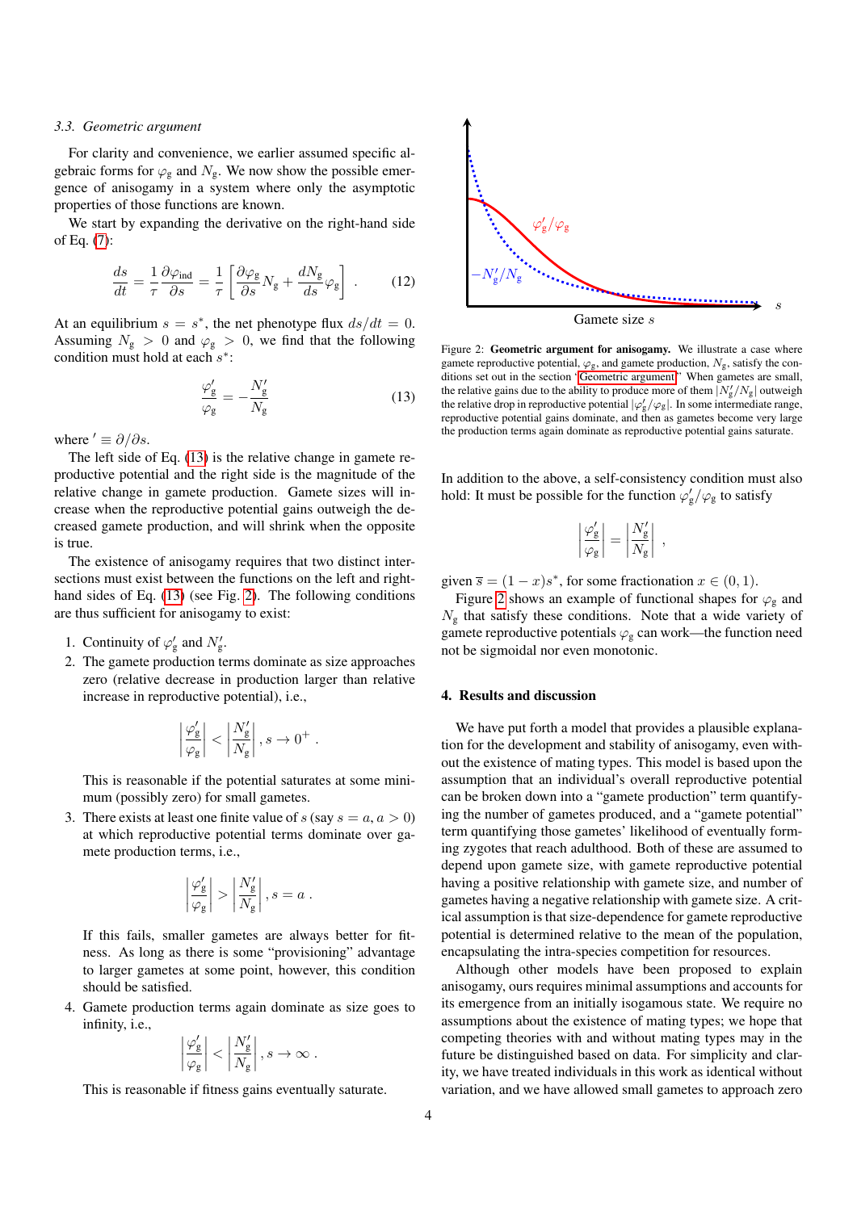### 3.3. Geometric argument

For clarity and convenience, we earlier assumed specific algebraic forms for $\varphi_g$ and $N_g$. We now show the possible emergence of anisogamy in a system where only the asymptotic properties of those functions are known.

We start by expanding the derivative on the right-hand side of Eq. (7):

$$\frac{ds}{dt} = \frac{1}{\tau}\frac{\partial \varphi_{\text{ind}}}{\partial s} = \frac{1}{\tau}\left[\frac{\partial \varphi_g}{\partial s}N_g + \frac{dN_g}{ds}\varphi_g\right] . \quad (12)$$

At an equilibrium $s = s^*$, the net phenotype flux $ds/dt = 0$. Assuming $N_g > 0$ and $\varphi_g > 0$, we find that the following condition must hold at each $s^*$:

$$\frac{\varphi_g'}{\varphi_g} = -\frac{N_g'}{N_g} \quad (13)$$

where $' \equiv \partial/\partial s$.

The left side of Eq. (13) is the relative change in gamete reproductive potential and the right side is the magnitude of the relative change in gamete production. Gamete sizes will increase when the reproductive potential gains outweigh the decreased gamete production, and will shrink when the opposite is true.

The existence of anisogamy requires that two distinct intersections must exist between the functions on the left and right-hand sides of Eq. (13) (see Fig. 2). The following conditions are thus sufficient for anisogamy to exist:

1. Continuity of $\varphi_g'$ and $N_g'$.
2. The gamete production terms dominate as size approaches zero (relative decrease in production larger than relative increase in reproductive potential), i.e.,

$$\left|\frac{\varphi_g'}{\varphi_g}\right| < \left|\frac{N_g'}{N_g}\right| , s \to 0^+ .$$

   This is reasonable if the potential saturates at some minimum (possibly zero) for small gametes.
3. There exists at least one finite value of $s$ (say $s = a$, $a > 0$) at which reproductive potential terms dominate over gamete production terms, i.e.,

$$\left|\frac{\varphi_g'}{\varphi_g}\right| > \left|\frac{N_g'}{N_g}\right| , s = a .$$

   If this fails, smaller gametes are always better for fitness. As long as there is some "provisioning" advantage to larger gametes at some point, however, this condition should be satisfied.
4. Gamete production terms again dominate as size goes to infinity, i.e.,

$$\left|\frac{\varphi_g'}{\varphi_g}\right| < \left|\frac{N_g'}{N_g}\right| , s \to \infty .$$

   This is reasonable if fitness gains eventually saturate.

$\varphi_g'/\varphi_g$

$-N_g'/N_g$

$s$

Gamete size $s$

Figure 2: **Geometric argument for anisogamy.** We illustrate a case where gamete reproductive potential, $\varphi_g$, and gamete production, $N_g$, satisfy the conditions set out in the section "Geometric argument." When gametes are small, the relative gains due to the ability to produce more of them $|N_g'/N_g|$ outweigh the relative drop in reproductive potential $|\varphi_g'/\varphi_g|$. In some intermediate range, reproductive potential gains dominate, and then as gametes become very large the production terms again dominate as reproductive potential gains saturate.

In addition to the above, a self-consistency condition must also hold: It must be possible for the function $\varphi_g'/\varphi_g$ to satisfy

$$\left|\frac{\varphi_g'}{\varphi_g}\right| = \left|\frac{N_g'}{N_g}\right| ,$$

given $\overline{s} = (1-x)s^*$, for some fractionation $x \in (0, 1)$.

Figure 2 shows an example of functional shapes for $\varphi_g$ and $N_g$ that satisfy these conditions. Note that a wide variety of gamete reproductive potentials $\varphi_g$ can work—the function need not be sigmoidal nor even monotonic.

## 4. Results and discussion

We have put forth a model that provides a plausible explanation for the development and stability of anisogamy, even without the existence of mating types. This model is based upon the assumption that an individual's overall reproductive potential can be broken down into a "gamete production" term quantifying the number of gametes produced, and a "gamete potential" term quantifying those gametes' likelihood of eventually forming zygotes that reach adulthood. Both of these are assumed to depend upon gamete size, with gamete reproductive potential having a positive relationship with gamete size, and number of gametes having a negative relationship with gamete size. A critical assumption is that size-dependence for gamete reproductive potential is determined relative to the mean of the population, encapsulating the intra-species competition for resources.

Although other models have been proposed to explain anisogamy, ours requires minimal assumptions and accounts for its emergence from an initially isogamous state. We require no assumptions about the existence of mating types; we hope that competing theories with and without mating types may in the future be distinguished based on data. For simplicity and clarity, we have treated individuals in this work as identical without variation, and we have allowed small gametes to approach zero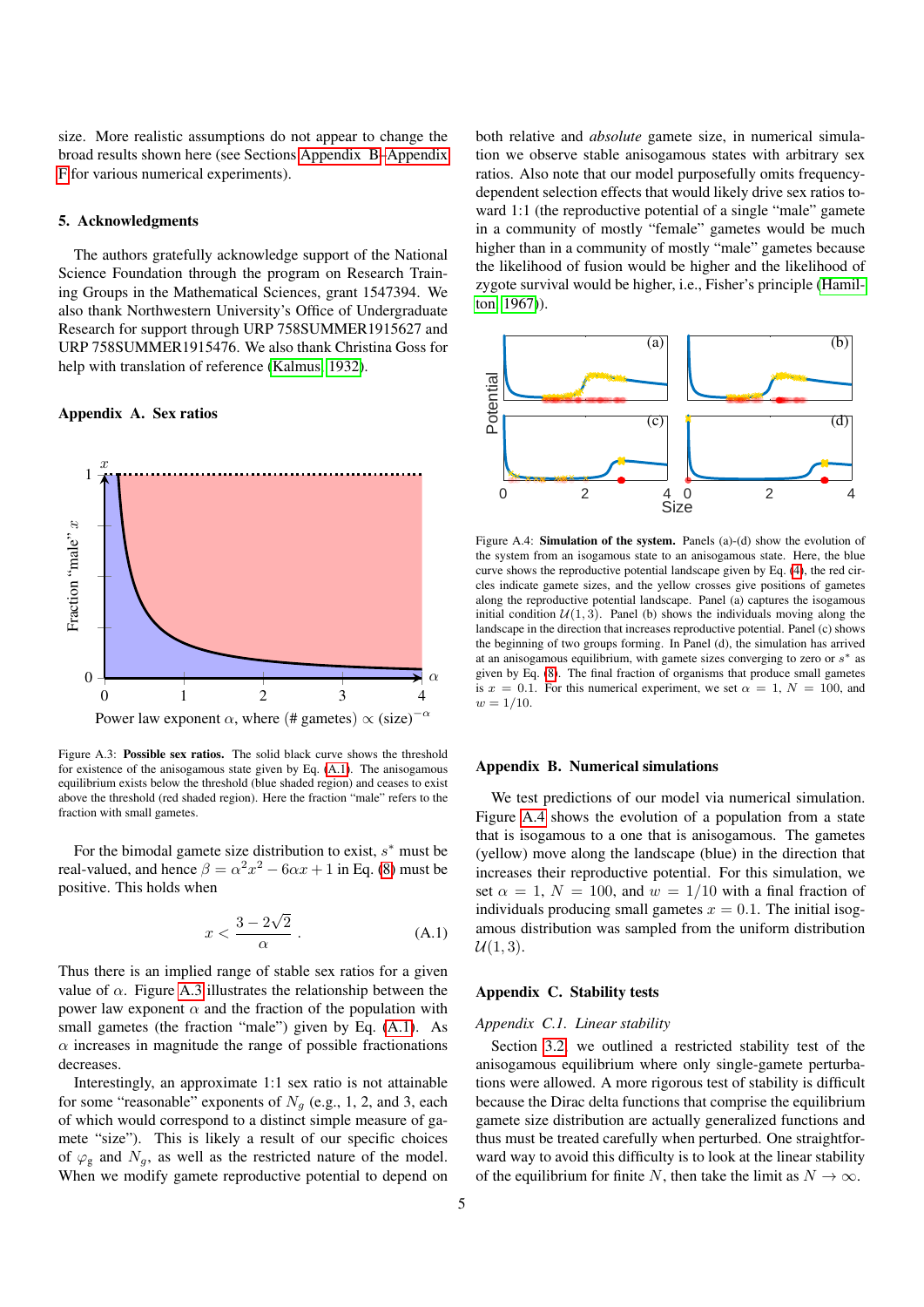size. More realistic assumptions do not appear to change the broad results shown here (see Sections Appendix B–Appendix F for various numerical experiments).

## 5. Acknowledgments

The authors gratefully acknowledge support of the National Science Foundation through the program on Research Training Groups in the Mathematical Sciences, grant 1547394. We also thank Northwestern University's Office of Undergraduate Research for support through URP 758SUMMER1915627 and URP 758SUMMER1915476. We also thank Christina Goss for help with translation of reference (Kalmus, 1932).

## Appendix A. Sex ratios

Fraction "male" $x$

1

0

0 1 2 3 4

$\alpha$

Power law exponent $\alpha$, where (# gametes) $\propto$ (size)$^{-\alpha}$

Figure A.3: **Possible sex ratios.** The solid black curve shows the threshold for existence of the anisogamous state given by Eq. (A.1). The anisogamous equilibrium exists below the threshold (blue shaded region) and ceases to exist above the threshold (red shaded region). Here the fraction "male" refers to the fraction with small gametes.

For the bimodal gamete size distribution to exist, $s^*$ must be real-valued, and hence $\beta = \alpha^2 x^2 - 6\alpha x + 1$ in Eq. (8) must be positive. This holds when

$$x < \frac{3 - 2\sqrt{2}}{\alpha}. \tag{A.1}$$

Thus there is an implied range of stable sex ratios for a given value of $\alpha$. Figure A.3 illustrates the relationship between the power law exponent $\alpha$ and the fraction of the population with small gametes (the fraction "male") given by Eq. (A.1). As $\alpha$ increases in magnitude the range of possible fractions decreases.

Interestingly, an approximate 1:1 sex ratio is not attainable for some "reasonable" exponents of $N_g$ (e.g., 1, 2, and 3, each of which would correspond to a distinct simple measure of gamete "size"). This is likely a result of our specific choices of $\varphi_g$ and $N_g$, as well as the restricted nature of the model. When we modify gamete reproductive potential to depend on both relative and *absolute* gamete size, in numerical simulation we observe stable anisogamous states with arbitrary sex ratios. Also note that our model purposefully omits frequency-dependent selection effects that would likely drive sex ratios toward 1:1 (the reproductive potential of a single "male" gamete in a community of mostly "female" gametes would be much higher than in a community of mostly "male" gametes because the likelihood of fusion would be higher and the likelihood of zygote survival would be higher, i.e., Fisher's principle (Hamilton, 1967)).

Potential

(a) (b) (c) (d)

0 2 4 0 2 4

Size

Figure A.4: **Simulation of the system.** Panels (a)-(d) show the evolution of the system from an isogamous state to an anisogamous state. Here, the blue curve shows the reproductive potential landscape given by Eq. (4), the red circles indicate gamete sizes, and the yellow crosses give positions of gametes along the reproductive potential landscape. Panel (a) captures the isogamous initial condition $\mathcal{U}(1, 3)$. Panel (b) shows the individuals moving along the landscape in the direction that increases reproductive potential. Panel (c) shows the beginning of two groups forming. In Panel (d), the simulation has arrived at an anisogamous equilibrium, with gamete sizes converging to zero or $s^*$ as given by Eq. (8). The final fraction of organisms that produce small gametes is $x = 0.1$. For this numerical experiment, we set $\alpha = 1$, $N = 100$, and $w = 1/10$.

## Appendix B. Numerical simulations

We test predictions of our model via numerical simulation. Figure A.4 shows the evolution of a population from a state that is isogamous to a one that is anisogamous. The gametes (yellow) move along the landscape (blue) in the direction that increases their reproductive potential. For this simulation, we set $\alpha = 1$, $N = 100$, and $w = 1/10$ with a final fraction of individuals producing small gametes $x = 0.1$. The initial isogamous distribution was sampled from the uniform distribution $\mathcal{U}(1, 3)$.

## Appendix C. Stability tests

### *Appendix C.1. Linear stability*

Section 3.2 we outlined a restricted stability test of the anisogamous equilibrium where only single-gamete perturbations were allowed. A more rigorous test of stability is difficult because the Dirac delta functions that comprise the equilibrium gamete size distribution are actually generalized functions and thus must be treated carefully when perturbed. One straightforward way to avoid this difficulty is to look at the linear stability of the equilibrium for finite $N$, then take the limit as $N \to \infty$.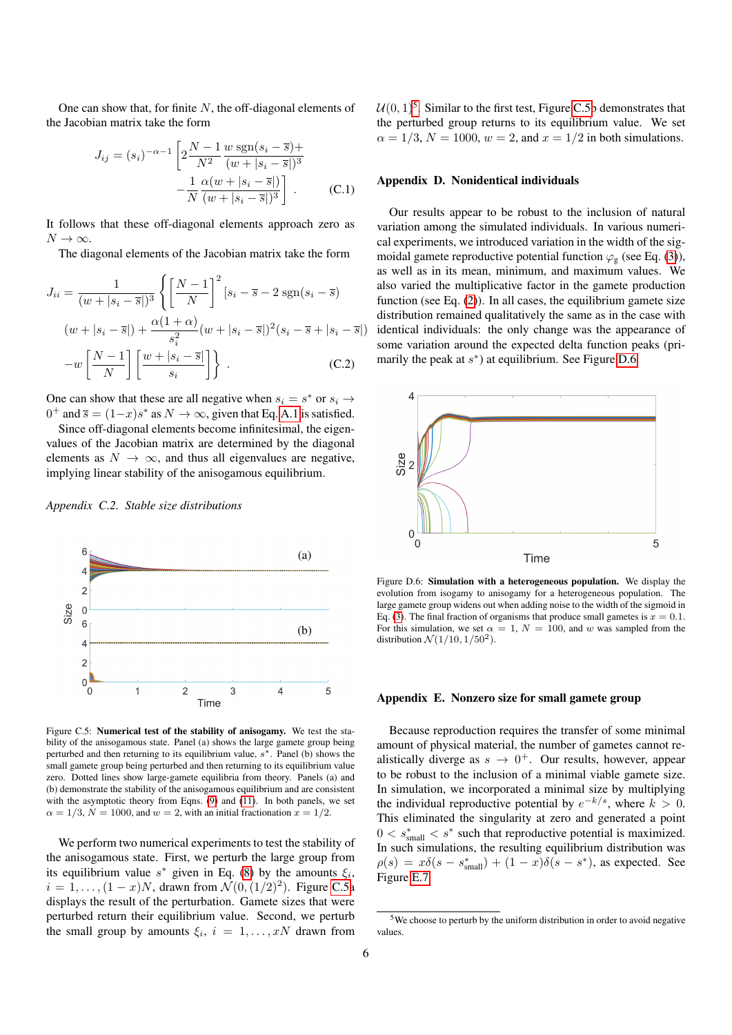One can show that, for finite $N$, the off-diagonal elements of the Jacobian matrix take the form

$$J_{ij} = (s_i)^{-\alpha-1}\left[2\frac{N-1}{N^2}\frac{w\,\mathrm{sgn}(s_i-\overline{s})+}{(w+|s_i-\overline{s}|)^3} - \frac{1}{N}\frac{\alpha(w+|s_i-\overline{s}|)}{(w+|s_i-\overline{s}|)^3}\right]. \tag{C.1}$$

It follows that these off-diagonal elements approach zero as $N \to \infty$.

The diagonal elements of the Jacobian matrix take the form

$$\begin{aligned} J_{ii} = \frac{1}{(w+|s_i-\overline{s}|)^3}\Bigg\{&\left[\frac{N-1}{N}\right]^2 [s_i-\overline{s}-2\,\mathrm{sgn}(s_i-\overline{s}) \\ &(w+|s_i-\overline{s}|) + \frac{\alpha(1+\alpha)}{s_i^2}(w+|s_i-\overline{s}|)^2(s_i-\overline{s}+|s_i-\overline{s}|) \\ &-w\left[\frac{N-1}{N}\right]\left[\frac{w+|s_i-\overline{s}|}{s_i}\right]\Bigg\}. \end{aligned} \tag{C.2}$$

One can show that these are all negative when $s_i = s^*$ or $s_i \to 0^+$ and $\overline{s} = (1-x)s^*$ as $N \to \infty$, given that Eq. A.1 is satisfied.

Since off-diagonal elements become infinitesimal, the eigenvalues of the Jacobian matrix are determined by the diagonal elements as $N \to \infty$, and thus all eigenvalues are negative, implying linear stability of the anisogamous equilibrium.

*Appendix C.2. Stable size distributions*

(a)
(b)
Size
6
4
2
0
6
4
2
0
0 1 2 3 4 5
Time

Figure C.5: **Numerical test of the stability of anisogamy.** We test the stability of the anisogamous state. Panel (a) shows the large gamete group being perturbed and then returning to its equilibrium value, $s^*$. Panel (b) shows the small gamete group being perturbed and then returning to its equilibrium value zero. Dotted lines show large-gamete equilibria from theory. Panels (a) and (b) demonstrate the stability of the anisogamous equilibrium and are consistent with the asymptotic theory from Eqns. (9) and (11). In both panels, we set $\alpha = 1/3$, $N = 1000$, and $w = 2$, with an initial fractionation $x = 1/2$.

We perform two numerical experiments to test the stability of the anisogamous state. First, we perturb the large group from its equilibrium value $s^*$ given in Eq. (8) by the amounts $\xi_i$, $i = 1, \ldots, (1-x)N$, drawn from $\mathcal{N}(0, (1/2)^2)$. Figure C.5a displays the result of the perturbation. Gamete sizes that were perturbed return their equilibrium value. Second, we perturb the small group by amounts $\xi_i$, $i = 1, \ldots, xN$ drawn from $\mathcal{U}(0, 1)$[5]. Similar to the first test, Figure C.5b demonstrates that the perturbed group returns to its equilibrium value. We set $\alpha = 1/3$, $N = 1000$, $w = 2$, and $x = 1/2$ in both simulations.

## Appendix D. Nonidentical individuals

Our results appear to be robust to the inclusion of natural variation among the simulated individuals. In various numerical experiments, we introduced variation in the width of the sigmoidal gamete reproductive potential function $\varphi_g$ (see Eq. (3)), as well as in its mean, minimum, and maximum values. We also varied the multiplicative factor in the gamete production function (see Eq. (2)). In all cases, the equilibrium gamete size distribution remained qualitatively the same as in the case with identical individuals: the only change was the appearance of some variation around the expected delta function peaks (primarily the peak at $s^*$) at equilibrium. See Figure D.6.

Size
4
2
0
0 5
Time

Figure D.6: **Simulation with a heterogeneous population.** We display the evolution from isogamy to anisogamy for a heterogeneous population. The large gamete group widens out when adding noise to the width of the sigmoid in Eq. (3). The final fraction of organisms that produce small gametes is $x = 0.1$. For this simulation, we set $\alpha = 1$, $N = 100$, and $w$ was sampled from the distribution $\mathcal{N}(1/10, 1/50^2)$.

## Appendix E. Nonzero size for small gamete group

Because reproduction requires the transfer of some minimal amount of physical material, the number of gametes cannot realistically diverge as $s \to 0^+$. Our results, however, appear to be robust to the inclusion of a minimal viable gamete size. In simulation, we incorporated a minimal size by multiplying the individual reproductive potential by $e^{-k/s}$, where $k > 0$. This eliminated the singularity at zero and generated a point $0 < s^*_{\text{small}} < s^*$ such that reproductive potential is maximized. In such simulations, the resulting equilibrium distribution was $\rho(s) = x\delta(s - s^*_{\text{small}}) + (1-x)\delta(s - s^*)$, as expected. See Figure E.7.

[5] We choose to perturb by the uniform distribution in order to avoid negative values.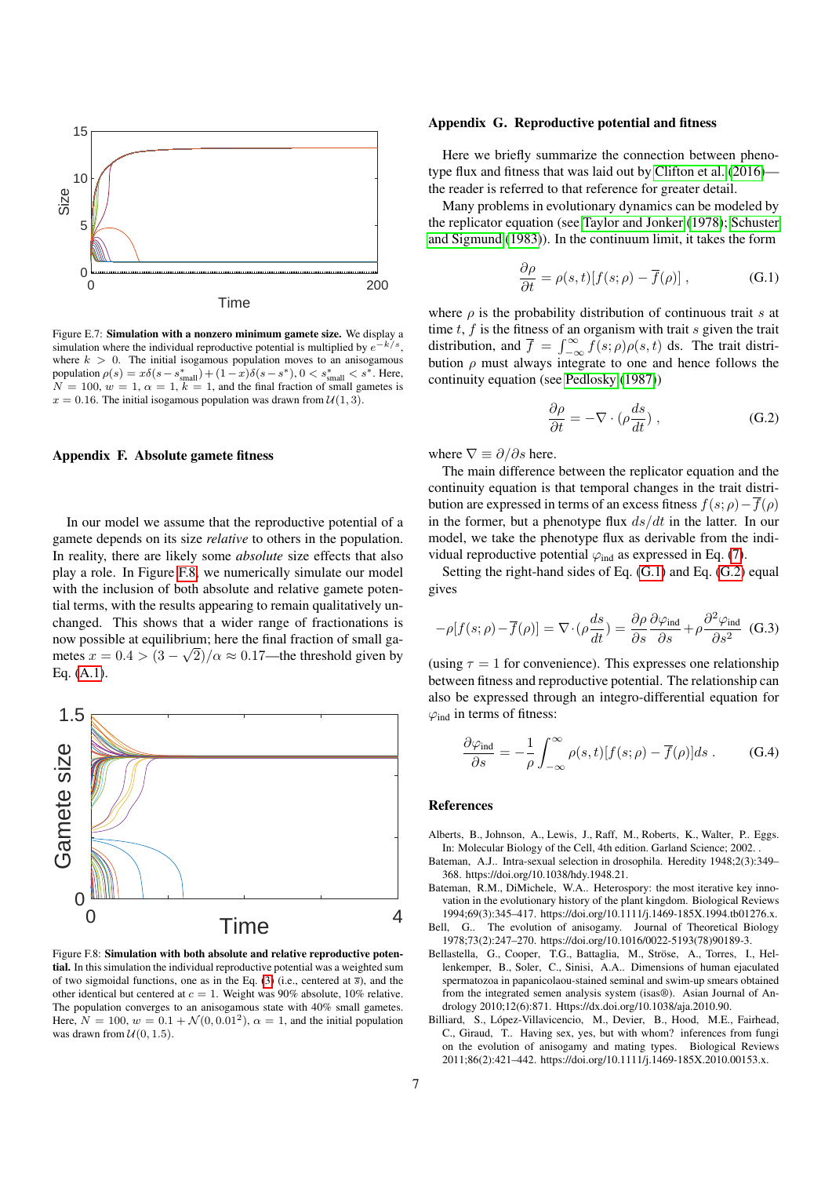15

10

Size

5

0

0

200

Time

Figure E.7: **Simulation with a nonzero minimum gamete size.** We display a simulation where the individual reproductive potential is multiplied by $e^{-k/s}$, where $k > 0$. The initial isogamous population moves to an anisogamous population $\rho(s) = x\delta(s - s^*_{\text{small}}) + (1-x)\delta(s - s^*)$, $0 < s^*_{\text{small}} < s^*$. Here, $N = 100$, $w = 1$, $\alpha = 1$, $k = 1$, and the final fraction of small gametes is $x = 0.16$. The initial isogamous population was drawn from $\mathcal{U}(1, 3)$.

## Appendix F. Absolute gamete fitness

In our model we assume that the reproductive potential of a gamete depends on its size *relative* to others in the population. In reality, there are likely some *absolute* size effects that also play a role. In Figure F.8, we numerically simulate our model with the inclusion of both absolute and relative gamete potential terms, with the results appearing to remain qualitatively unchanged. This shows that a wider range of fractionations is now possible at equilibrium; here the final fraction of small gametes $x = 0.4 > (3 - \sqrt{2})/\alpha \approx 0.17$—the threshold given by Eq. (A.1).

1.5

Gamete size

0

0

Time

4

Figure F.8: **Simulation with both absolute and relative reproductive potential.** In this simulation the individual reproductive potential was a weighted sum of two sigmoidal functions, one as in the Eq. (3) (i.e., centered at $\overline{s}$), and the other identical but centered at $c = 1$. Weight was 90% absolute, 10% relative. The population converges to an anisogamous state with 40% small gametes. Here, $N = 100$, $w = 0.1 + \mathcal{N}(0, 0.01^2)$, $\alpha = 1$, and the initial population was drawn from $\mathcal{U}(0, 1.5)$.

## Appendix G. Reproductive potential and fitness

Here we briefly summarize the connection between phenotype flux and fitness that was laid out by Clifton et al. (2016)—the reader is referred to that reference for greater detail.

Many problems in evolutionary dynamics can be modeled by the replicator equation (see Taylor and Jonker (1978); Schuster and Sigmund (1983)). In the continuum limit, it takes the form

$$\frac{\partial \rho}{\partial t} = \rho(s,t)[f(s;\rho) - \overline{f}(\rho)] \,, \tag{G.1}$$

where $\rho$ is the probability distribution of continuous trait $s$ at time $t$, $f$ is the fitness of an organism with trait $s$ given the trait distribution, and $\overline{f} = \int_{-\infty}^{\infty} f(s;\rho)\rho(s,t)\ \text{ds}$. The trait distribution $\rho$ must always integrate to one and hence follows the continuity equation (see Pedlosky (1987))

$$\frac{\partial \rho}{\partial t} = -\nabla \cdot (\rho \frac{ds}{dt}) \,, \tag{G.2}$$

where $\nabla \equiv \partial/\partial s$ here.

The main difference between the replicator equation and the continuity equation is that temporal changes in the trait distribution are expressed in terms of an excess fitness $f(s;\rho) - \overline{f}(\rho)$ in the former, but a phenotype flux $ds/dt$ in the latter. In our model, we take the phenotype flux as derivable from the individual reproductive potential $\varphi_{\text{ind}}$ as expressed in Eq. (7).

Setting the right-hand sides of Eq. (G.1) and Eq. (G.2) equal gives

$$-\rho[f(s;\rho) - \overline{f}(\rho)] = \nabla \cdot (\rho \frac{ds}{dt}) = \frac{\partial \rho}{\partial s}\frac{\partial \varphi_{\text{ind}}}{\partial s} + \rho \frac{\partial^2 \varphi_{\text{ind}}}{\partial s^2} \tag{G.3}$$

(using $\tau = 1$ for convenience). This expresses one relationship between fitness and reproductive potential. The relationship can also be expressed through an integro-differential equation for $\varphi_{\text{ind}}$ in terms of fitness:

$$\frac{\partial \varphi_{\text{ind}}}{\partial s} = -\frac{1}{\rho}\int_{-\infty}^{\infty} \rho(s,t)[f(s;\rho) - \overline{f}(\rho)] ds \,. \tag{G.4}$$

## References

Alberts, B., Johnson, A., Lewis, J., Raff, M., Roberts, K., Walter, P.. Eggs. In: Molecular Biology of the Cell, 4th edition. Garland Science; 2002. .

Bateman, A.J.. Intra-sexual selection in drosophila. Heredity 1948;2(3):349–368. https://doi.org/10.1038/hdy.1948.21.

Bateman, R.M., DiMichele, W.A.. Heterospory: the most iterative key innovation in the evolutionary history of the plant kingdom. Biological Reviews 1994;69(3):345–417. https://doi.org/10.1111/j.1469-185X.1994.tb01276.x.

Bell, G.. The evolution of anisogamy. Journal of Theoretical Biology 1978;73(2):247–270. https://doi.org/10.1016/0022-5193(78)90189-3.

Bellastella, G., Cooper, T.G., Battaglia, M., Ströse, A., Torres, I., Hellenkemper, B., Soler, C., Sinisi, A.A.. Dimensions of human ejaculated spermatozoa in papanicolaou-stained seminal and swim-up smears obtained from the integrated semen analysis system (isas®). Asian Journal of Andrology 2010;12(6):871. Https://dx.doi.org/10.1038/aja.2010.90.

Billiard, S., López-Villavicencio, M., Devier, B., Hood, M.E., Fairhead, C., Giraud, T.. Having sex, yes, but with whom? inferences from fungi on the evolution of anisogamy and mating types. Biological Reviews 2011;86(2):421–442. https://doi.org/10.1111/j.1469-185X.2010.00153.x.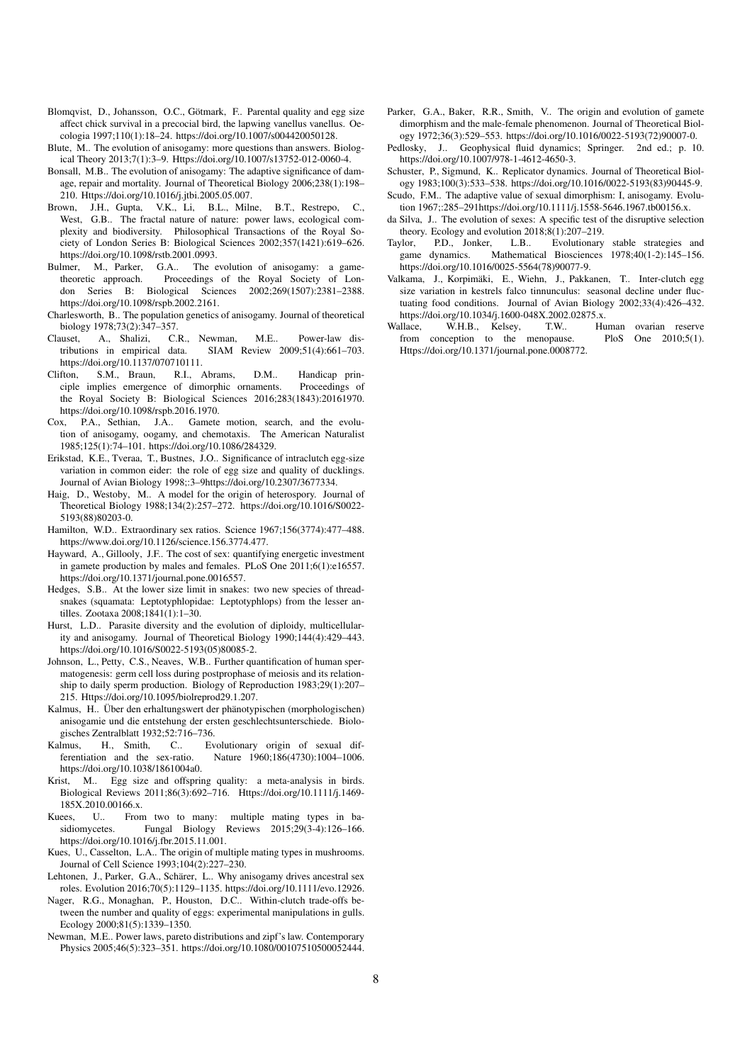Blomqvist, D., Johansson, O.C., Götmark, F.. Parental quality and egg size affect chick survival in a precocial bird, the lapwing vanellus vanellus. Oecologia 1997;110(1):18–24. https://doi.org/10.1007/s004420050128.

Blute, M.. The evolution of anisogamy: more questions than answers. Biological Theory 2013;7(1):3–9. Https://doi.org/10.1007/s13752-012-0060-4.

Bonsall, M.B.. The evolution of anisogamy: The adaptive significance of damage, repair and mortality. Journal of Theoretical Biology 2006;238(1):198–210. Https://doi.org/10.1016/j.jtbi.2005.05.007.

Brown, J.H., Gupta, V.K., Li, B.L., Milne, B.T., Restrepo, C., West, G.B.. The fractal nature of nature: power laws, ecological complexity and biodiversity. Philosophical Transactions of the Royal Society of London Series B: Biological Sciences 2002;357(1421):619–626. https://doi.org/10.1098/rstb.2001.0993.

Bulmer, M., Parker, G.A.. The evolution of anisogamy: a game-theoretic approach. Proceedings of the Royal Society of London Series B: Biological Sciences 2002;269(1507):2381–2388. https://doi.org/10.1098/rspb.2002.2161.

Charlesworth, B.. The population genetics of anisogamy. Journal of theoretical biology 1978;73(2):347–357.

Clauset, A., Shalizi, C.R., Newman, M.E.. Power-law distributions in empirical data. SIAM Review 2009;51(4):661–703. https://doi.org/10.1137/070710111.

Clifton, S.M., Braun, R.I., Abrams, D.M.. Handicap principle implies emergence of dimorphic ornaments. Proceedings of the Royal Society B: Biological Sciences 2016;283(1843):20161970. https://doi.org/10.1098/rspb.2016.1970.

Cox, P.A., Sethian, J.A.. Gamete motion, search, and the evolution of anisogamy, oogamy, and chemotaxis. The American Naturalist 1985;125(1):74–101. https://doi.org/10.1086/284329.

Erikstad, K.E., Tveraa, T., Bustnes, J.O.. Significance of intraclutch egg-size variation in common eider: the role of egg size and quality of ducklings. Journal of Avian Biology 1998;:3–9https://doi.org/10.2307/3677334.

Haig, D., Westoby, M.. A model for the origin of heterospory. Journal of Theoretical Biology 1988;134(2):257–272. https://doi.org/10.1016/S0022-5193(88)80203-0.

Hamilton, W.D.. Extraordinary sex ratios. Science 1967;156(3774):477–488. https://www.doi.org/10.1126/science.156.3774.477.

Hayward, A., Gillooly, J.F.. The cost of sex: quantifying energetic investment in gamete production by males and females. PLoS One 2011;6(1):e16557. https://doi.org/10.1371/journal.pone.0016557.

Hedges, S.B.. At the lower size limit in snakes: two new species of threadsnakes (squamata: Leptotyphlopidae: Leptotyphlops) from the lesser antilles. Zootaxa 2008;1841(1):1–30.

Hurst, L.D.. Parasite diversity and the evolution of diploidy, multicellularity and anisogamy. Journal of Theoretical Biology 1990;144(4):429–443. https://doi.org/10.1016/S0022-5193(05)80085-2.

Johnson, L., Petty, C.S., Neaves, W.B.. Further quantification of human spermatogenesis: germ cell loss during postprophase of meiosis and its relationship to daily sperm production. Biology of Reproduction 1983;29(1):207–215. Https://doi.org/10.1095/biolreprod29.1.207.

Kalmus, H.. Über den erhaltungswert der phänotypischen (morphologischen) anisogamie und die entstehung der ersten geschlechtsunterschiede. Biologisches Zentralblatt 1932;52:716–736.

Kalmus, H., Smith, C.. Evolutionary origin of sexual differentiation and the sex-ratio. Nature 1960;186(4730):1004–1006. https://doi.org/10.1038/1861004a0.

Krist, M.. Egg size and offspring quality: a meta-analysis in birds. Biological Reviews 2011;86(3):692–716. Https://doi.org/10.1111/j.1469-185X.2010.00166.x.

Kuees, U.. From two to many: multiple mating types in basidiomycetes. Fungal Biology Reviews 2015;29(3-4):126–166. https://doi.org/10.1016/j.fbr.2015.11.001.

Kues, U., Casselton, L.A.. The origin of multiple mating types in mushrooms. Journal of Cell Science 1993;104(2):227–230.

Lehtonen, J., Parker, G.A., Schärer, L.. Why anisogamy drives ancestral sex roles. Evolution 2016;70(5):1129–1135. https://doi.org/10.1111/evo.12926.

Nager, R.G., Monaghan, P., Houston, D.C.. Within-clutch trade-offs between the number and quality of eggs: experimental manipulations in gulls. Ecology 2000;81(5):1339–1350.

Newman, M.E.. Power laws, pareto distributions and zipf's law. Contemporary Physics 2005;46(5):323–351. https://doi.org/10.1080/00107510500052444.

Parker, G.A., Baker, R.R., Smith, V.. The origin and evolution of gamete dimorphism and the male-female phenomenon. Journal of Theoretical Biology 1972;36(3):529–553. https://doi.org/10.1016/0022-5193(72)90007-0.

Pedlosky, J.. Geophysical fluid dynamics; Springer. 2nd ed.; p. 10. https://doi.org/10.1007/978-1-4612-4650-3.

Schuster, P., Sigmund, K.. Replicator dynamics. Journal of Theoretical Biology 1983;100(3):533–538. https://doi.org/10.1016/0022-5193(83)90445-9.

Scudo, F.M.. The adaptive value of sexual dimorphism: I, anisogamy. Evolution 1967;:285–291https://doi.org/10.1111/j.1558-5646.1967.tb00156.x.

da Silva, J.. The evolution of sexes: A specific test of the disruptive selection theory. Ecology and evolution 2018;8(1):207–219.

Taylor, P.D., Jonker, L.B.. Evolutionary stable strategies and game dynamics. Mathematical Biosciences 1978;40(1-2):145–156. https://doi.org/10.1016/0025-5564(78)90077-9.

Valkama, J., Korpimäki, E., Wiehn, J., Pakkanen, T.. Inter-clutch egg size variation in kestrels falco tinnunculus: seasonal decline under fluctuating food conditions. Journal of Avian Biology 2002;33(4):426–432. https://doi.org/10.1034/j.1600-048X.2002.02875.x.

Wallace, W.H.B., Kelsey, T.W.. Human ovarian reserve from conception to the menopause. PloS One 2010;5(1). Https://doi.org/10.1371/journal.pone.0008772.